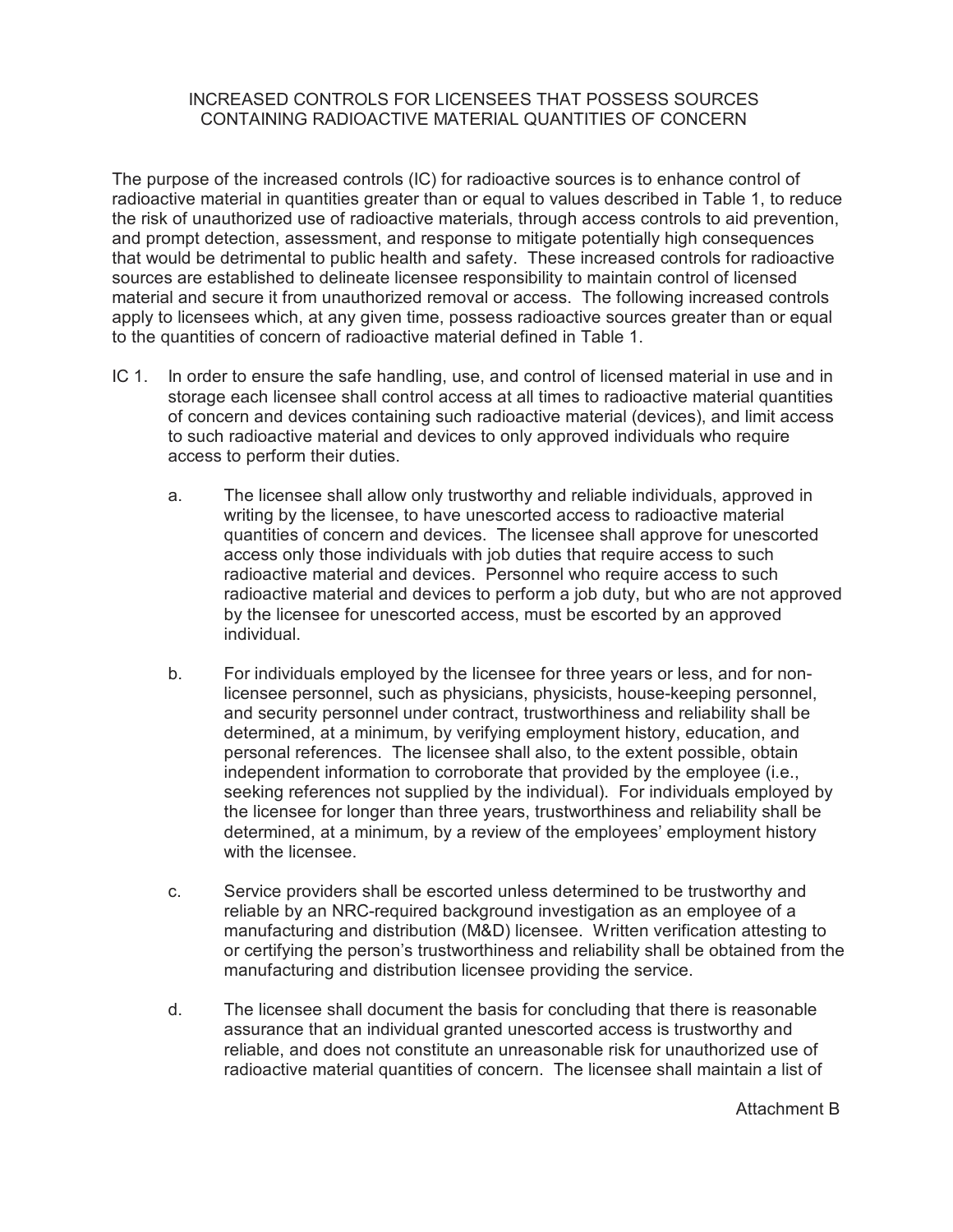# INCREASED CONTROLS FOR LICENSEES THAT POSSESS SOURCES CONTAINING RADIOACTIVE MATERIAL QUANTITIES OF CONCERN

The purpose of the increased controls (IC) for radioactive sources is to enhance control of radioactive material in quantities greater than or equal to values described in Table 1, to reduce the risk of unauthorized use of radioactive materials, through access controls to aid prevention, and prompt detection, assessment, and response to mitigate potentially high consequences that would be detrimental to public health and safety. These increased controls for radioactive sources are established to delineate licensee responsibility to maintain control of licensed material and secure it from unauthorized removal or access. The following increased controls apply to licensees which, at any given time, possess radioactive sources greater than or equal to the quantities of concern of radioactive material defined in Table 1.

IC 1. In order to ensure the safe handling, use, and control of licensed material in use and in storage each licensee shall control access at all times to radioactive material quantities of concern and devices containing such radioactive material (devices), and limit access to such radioactive material and devices to only approved individuals who require access to perform their duties.

a. The licensee shall allow only trustworthy and reliable individuals, approved in writing by the licensee, to have unescorted access to radioactive material quantities of concern and devices. The licensee shall approve for unescorted access only those individuals with job duties that require access to such radioactive material and devices. Personnel who require access to such radioactive material and devices to perform a job duty, but who are not approved by the licensee for unescorted access, must be escorted by an approved individual.

b. For individuals employed by the licensee for three years or less, and for non-licensee personnel, such as physicians, physicists, house-keeping personnel, and security personnel under contract, trustworthiness and reliability shall be determined, at a minimum, by verifying employment history, education, and personal references. The licensee shall also, to the extent possible, obtain independent information to corroborate that provided by the employee (i.e., seeking references not supplied by the individual). For individuals employed by the licensee for longer than three years, trustworthiness and reliability shall be determined, at a minimum, by a review of the employees' employment history with the licensee.

c. Service providers shall be escorted unless determined to be trustworthy and reliable by an NRC-required background investigation as an employee of a manufacturing and distribution (M&D) licensee. Written verification attesting to or certifying the person's trustworthiness and reliability shall be obtained from the manufacturing and distribution licensee providing the service.

d. The licensee shall document the basis for concluding that there is reasonable assurance that an individual granted unescorted access is trustworthy and reliable, and does not constitute an unreasonable risk for unauthorized use of radioactive material quantities of concern. The licensee shall maintain a list of

Attachment B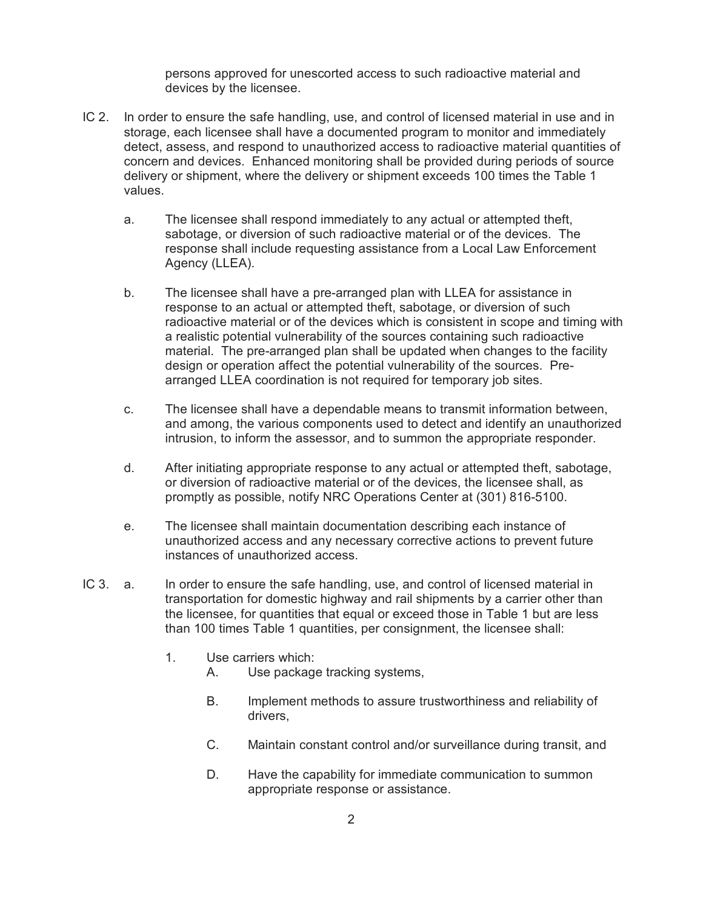persons approved for unescorted access to such radioactive material and devices by the licensee.

IC 2. In order to ensure the safe handling, use, and control of licensed material in use and in storage, each licensee shall have a documented program to monitor and immediately detect, assess, and respond to unauthorized access to radioactive material quantities of concern and devices. Enhanced monitoring shall be provided during periods of source delivery or shipment, where the delivery or shipment exceeds 100 times the Table 1 values.

a. The licensee shall respond immediately to any actual or attempted theft, sabotage, or diversion of such radioactive material or of the devices. The response shall include requesting assistance from a Local Law Enforcement Agency (LLEA).

b. The licensee shall have a pre-arranged plan with LLEA for assistance in response to an actual or attempted theft, sabotage, or diversion of such radioactive material or of the devices which is consistent in scope and timing with a realistic potential vulnerability of the sources containing such radioactive material. The pre-arranged plan shall be updated when changes to the facility design or operation affect the potential vulnerability of the sources. Pre-arranged LLEA coordination is not required for temporary job sites.

c. The licensee shall have a dependable means to transmit information between, and among, the various components used to detect and identify an unauthorized intrusion, to inform the assessor, and to summon the appropriate responder.

d. After initiating appropriate response to any actual or attempted theft, sabotage, or diversion of radioactive material or of the devices, the licensee shall, as promptly as possible, notify NRC Operations Center at (301) 816-5100.

e. The licensee shall maintain documentation describing each instance of unauthorized access and any necessary corrective actions to prevent future instances of unauthorized access.

IC 3. a. In order to ensure the safe handling, use, and control of licensed material in transportation for domestic highway and rail shipments by a carrier other than the licensee, for quantities that equal or exceed those in Table 1 but are less than 100 times Table 1 quantities, per consignment, the licensee shall:

1. Use carriers which:

   A. Use package tracking systems,

   B. Implement methods to assure trustworthiness and reliability of drivers,

   C. Maintain constant control and/or surveillance during transit, and

   D. Have the capability for immediate communication to summon appropriate response or assistance.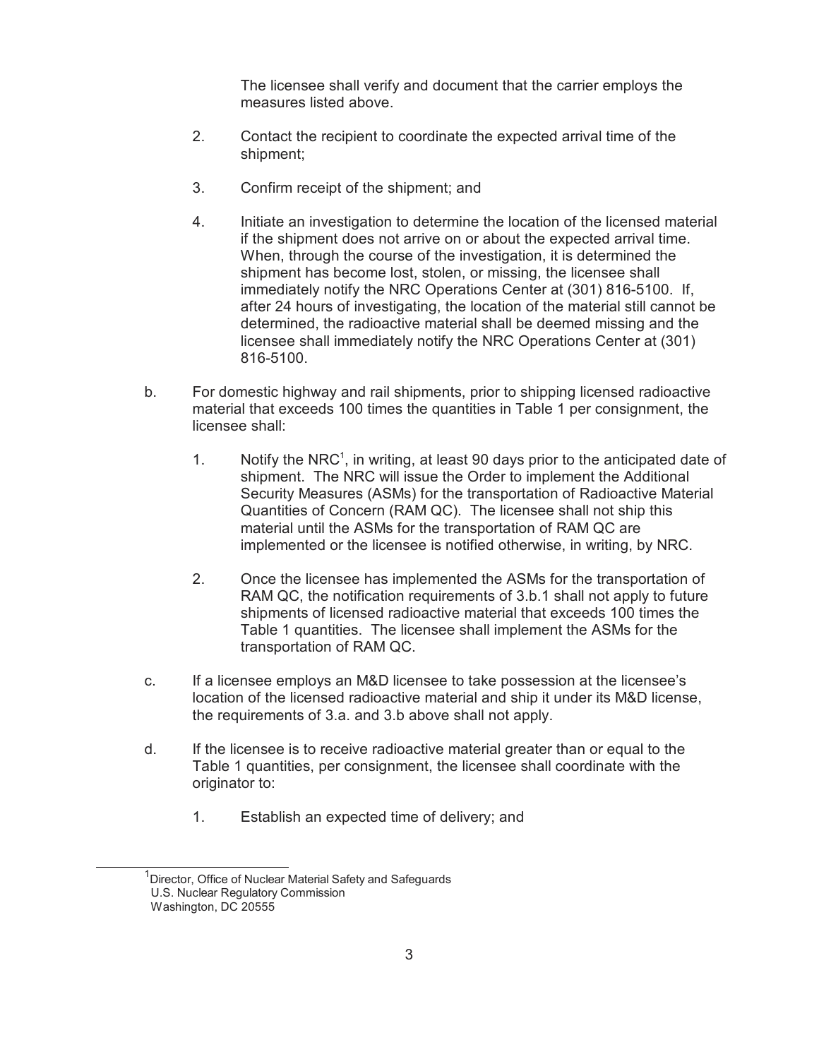The licensee shall verify and document that the carrier employs the measures listed above.

2. Contact the recipient to coordinate the expected arrival time of the shipment;

3. Confirm receipt of the shipment; and

4. Initiate an investigation to determine the location of the licensed material if the shipment does not arrive on or about the expected arrival time. When, through the course of the investigation, it is determined the shipment has become lost, stolen, or missing, the licensee shall immediately notify the NRC Operations Center at (301) 816-5100. If, after 24 hours of investigating, the location of the material still cannot be determined, the radioactive material shall be deemed missing and the licensee shall immediately notify the NRC Operations Center at (301) 816-5100.

b. For domestic highway and rail shipments, prior to shipping licensed radioactive material that exceeds 100 times the quantities in Table 1 per consignment, the licensee shall:

1. Notify the NRC[1], in writing, at least 90 days prior to the anticipated date of shipment. The NRC will issue the Order to implement the Additional Security Measures (ASMs) for the transportation of Radioactive Material Quantities of Concern (RAM QC). The licensee shall not ship this material until the ASMs for the transportation of RAM QC are implemented or the licensee is notified otherwise, in writing, by NRC.

2. Once the licensee has implemented the ASMs for the transportation of RAM QC, the notification requirements of 3.b.1 shall not apply to future shipments of licensed radioactive material that exceeds 100 times the Table 1 quantities. The licensee shall implement the ASMs for the transportation of RAM QC.

c. If a licensee employs an M&D licensee to take possession at the licensee's location of the licensed radioactive material and ship it under its M&D license, the requirements of 3.a. and 3.b above shall not apply.

d. If the licensee is to receive radioactive material greater than or equal to the Table 1 quantities, per consignment, the licensee shall coordinate with the originator to:

1. Establish an expected time of delivery; and

---

[1] Director, Office of Nuclear Material Safety and Safeguards
U.S. Nuclear Regulatory Commission
Washington, DC 20555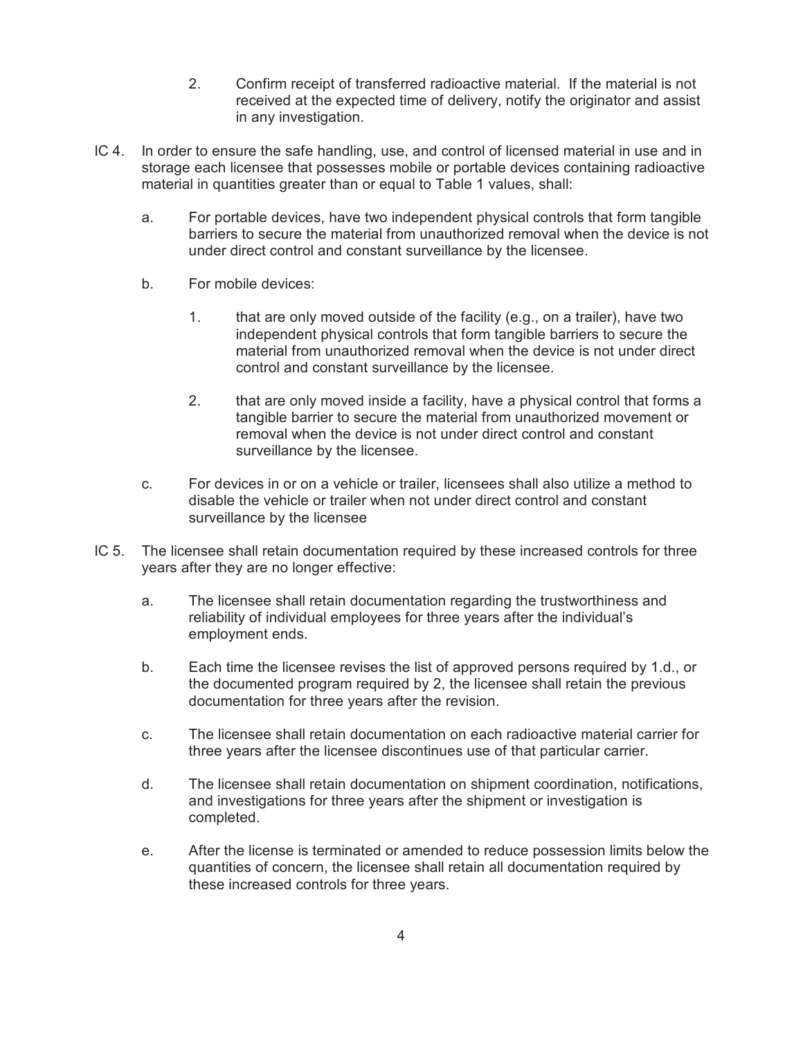2. Confirm receipt of transferred radioactive material. If the material is not received at the expected time of delivery, notify the originator and assist in any investigation.

IC 4. In order to ensure the safe handling, use, and control of licensed material in use and in storage each licensee that possesses mobile or portable devices containing radioactive material in quantities greater than or equal to Table 1 values, shall:

a. For portable devices, have two independent physical controls that form tangible barriers to secure the material from unauthorized removal when the device is not under direct control and constant surveillance by the licensee.

b. For mobile devices:

1. that are only moved outside of the facility (e.g., on a trailer), have two independent physical controls that form tangible barriers to secure the material from unauthorized removal when the device is not under direct control and constant surveillance by the licensee.

2. that are only moved inside a facility, have a physical control that forms a tangible barrier to secure the material from unauthorized movement or removal when the device is not under direct control and constant surveillance by the licensee.

c. For devices in or on a vehicle or trailer, licensees shall also utilize a method to disable the vehicle or trailer when not under direct control and constant surveillance by the licensee

IC 5. The licensee shall retain documentation required by these increased controls for three years after they are no longer effective:

a. The licensee shall retain documentation regarding the trustworthiness and reliability of individual employees for three years after the individual's employment ends.

b. Each time the licensee revises the list of approved persons required by 1.d., or the documented program required by 2, the licensee shall retain the previous documentation for three years after the revision.

c. The licensee shall retain documentation on each radioactive material carrier for three years after the licensee discontinues use of that particular carrier.

d. The licensee shall retain documentation on shipment coordination, notifications, and investigations for three years after the shipment or investigation is completed.

e. After the license is terminated or amended to reduce possession limits below the quantities of concern, the licensee shall retain all documentation required by these increased controls for three years.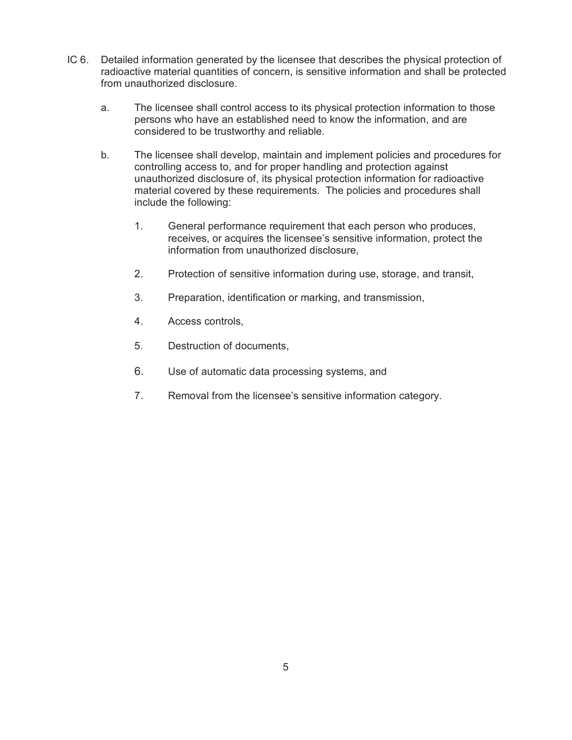IC 6. Detailed information generated by the licensee that describes the physical protection of radioactive material quantities of concern, is sensitive information and shall be protected from unauthorized disclosure.

a. The licensee shall control access to its physical protection information to those persons who have an established need to know the information, and are considered to be trustworthy and reliable.

b. The licensee shall develop, maintain and implement policies and procedures for controlling access to, and for proper handling and protection against unauthorized disclosure of, its physical protection information for radioactive material covered by these requirements. The policies and procedures shall include the following:

1. General performance requirement that each person who produces, receives, or acquires the licensee's sensitive information, protect the information from unauthorized disclosure,

2. Protection of sensitive information during use, storage, and transit,

3. Preparation, identification or marking, and transmission,

4. Access controls,

5. Destruction of documents,

6. Use of automatic data processing systems, and

7. Removal from the licensee's sensitive information category.